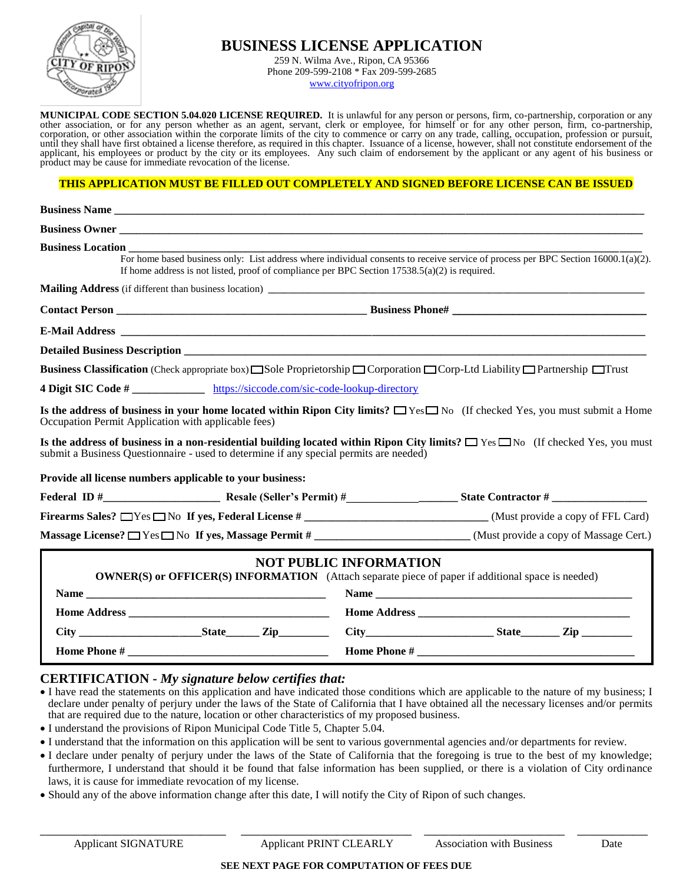# BUSINESS LICENSE APPLICATION

259 N. Wilma Ave., Ripon, CA 95366
Phone 209-599-2108 * Fax 209-599-2685
www.cityofripon.org

**MUNICIPAL CODE SECTION 5.04.020 LICENSE REQUIRED.** It is unlawful for any person or persons, firm, co-partnership, corporation or any other association, or for any person whether as an agent, servant, clerk or employee, for himself or for any other person, firm, co-partnership, corporation, or other association within the corporate limits of the city to commence or carry on any trade, calling, occupation, profession or pursuit, until they shall have first obtained a license therefore, as required in this chapter. Issuance of a license, however, shall not constitute endorsement of the applicant, his employees or product by the city or its employees. Any such claim of endorsement by the applicant or any agent of his business or product may be cause for immediate revocation of the license.

**THIS APPLICATION MUST BE FILLED OUT COMPLETELY AND SIGNED BEFORE LICENSE CAN BE ISSUED**

**Business Name** ______________________________________________

**Business Owner** ______________________________________________

**Business Location** ______________________________________________

For home based business only: List address where individual consents to receive service of process per BPC Section 16000.1(a)(2). If home address is not listed, proof of compliance per BPC Section 17538.5(a)(2) is required.

**Mailing Address** (if different than business location) ______________________________

**Contact Person** ______________________ **Business Phone#** ______________________

**E-Mail Address** ______________________________________________

**Detailed Business Description** ______________________________________________

**Business Classification** (Check appropriate box) ☐ Sole Proprietorship ☐ Corporation ☐ Corp-Ltd Liability ☐ Partnership ☐ Trust

**4 Digit SIC Code #** ____________ https://siccode.com/sic-code-lookup-directory

**Is the address of business in your home located within Ripon City limits?** ☐ Yes ☐ No (If checked Yes, you must submit a Home Occupation Permit Application with applicable fees)

**Is the address of business in a non-residential building located within Ripon City limits?** ☐ Yes ☐ No (If checked Yes, you must submit a Business Questionnaire - used to determine if any special permits are needed)

**Provide all license numbers applicable to your business:**

**Federal ID #** ________________ **Resale (Seller's Permit) #** ________________ **State Contractor #** ________________

**Firearms Sales?** ☐ Yes ☐ No **If yes, Federal License #** ______________________ (Must provide a copy of FFL Card)

**Massage License?** ☐ Yes ☐ No **If yes, Massage Permit #** ______________________ (Must provide a copy of Massage Cert.)

## NOT PUBLIC INFORMATION

**OWNER(S) or OFFICER(S) INFORMATION** (Attach separate piece of paper if additional space is needed)

**Name** ______________________ **Name** ______________________

**Home Address** ______________________ **Home Address** ______________________

**City** __________ **State** ______ **Zip** ______ **City** __________ **State** ______ **Zip** ______

**Home Phone #** ______________________ **Home Phone #** ______________________

## CERTIFICATION - *My signature below certifies that:*

- I have read the statements on this application and have indicated those conditions which are applicable to the nature of my business; I declare under penalty of perjury under the laws of the State of California that I have obtained all the necessary licenses and/or permits that are required due to the nature, location or other characteristics of my proposed business.
- I understand the provisions of Ripon Municipal Code Title 5, Chapter 5.04.
- I understand that the information on this application will be sent to various governmental agencies and/or departments for review.
- I declare under penalty of perjury under the laws of the State of California that the foregoing is true to the best of my knowledge; furthermore, I understand that should it be found that false information has been supplied, or there is a violation of City ordinance laws, it is cause for immediate revocation of my license.
- Should any of the above information change after this date, I will notify the City of Ripon of such changes.

______________________ ______________________ ______________________ __________
Applicant SIGNATURE | Applicant PRINT CLEARLY | Association with Business | Date

**SEE NEXT PAGE FOR COMPUTATION OF FEES DUE**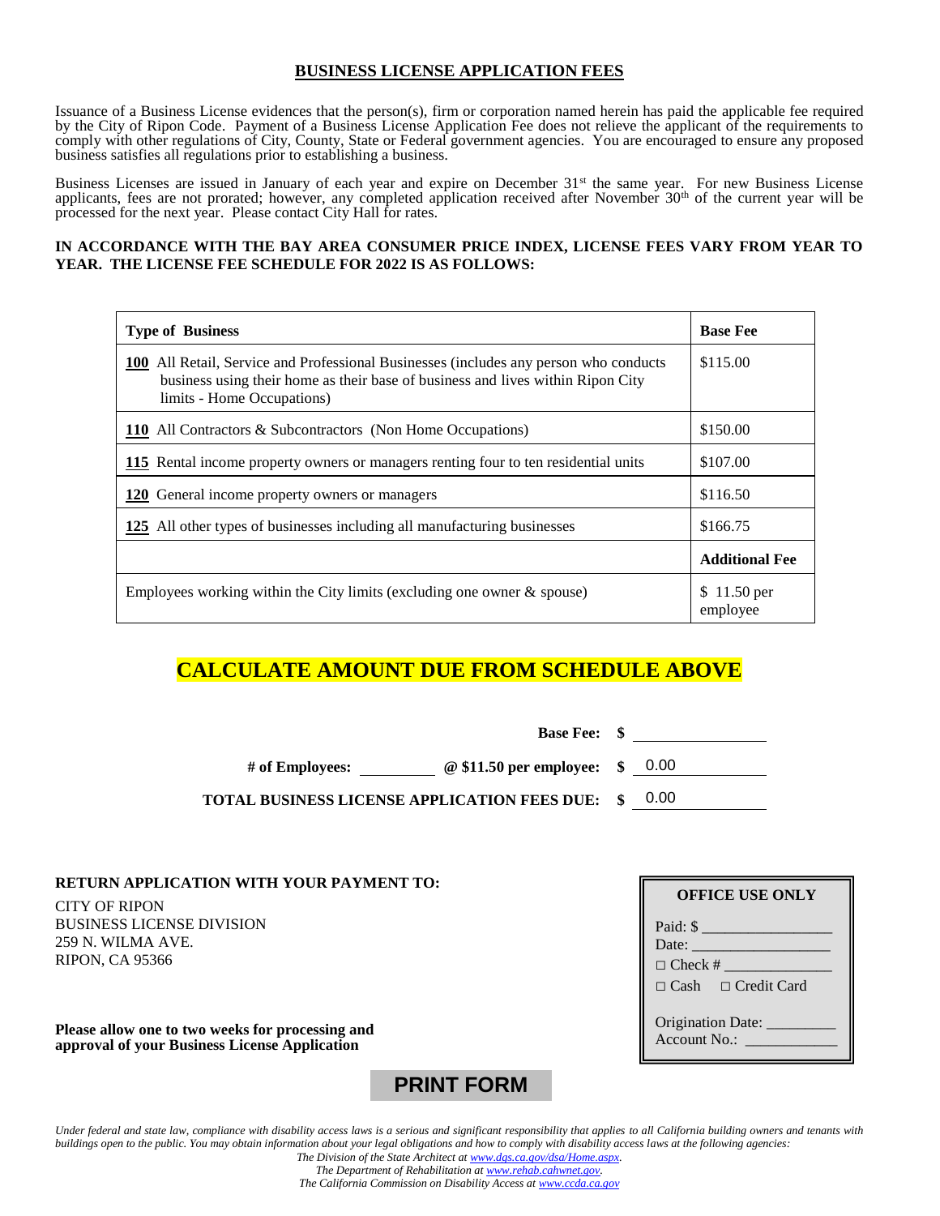## BUSINESS LICENSE APPLICATION FEES

Issuance of a Business License evidences that the person(s), firm or corporation named herein has paid the applicable fee required by the City of Ripon Code. Payment of a Business License Application Fee does not relieve the applicant of the requirements to comply with other regulations of City, County, State or Federal government agencies. You are encouraged to ensure any proposed business satisfies all regulations prior to establishing a business.

Business Licenses are issued in January of each year and expire on December 31st the same year. For new Business License applicants, fees are not prorated; however, any completed application received after November 30th of the current year will be processed for the next year. Please contact City Hall for rates.

**IN ACCORDANCE WITH THE BAY AREA CONSUMER PRICE INDEX, LICENSE FEES VARY FROM YEAR TO YEAR. THE LICENSE FEE SCHEDULE FOR 2022 IS AS FOLLOWS:**

| Type of Business | Base Fee |
|---|---|
| **100** All Retail, Service and Professional Businesses (includes any person who conducts business using their home as their base of business and lives within Ripon City limits - Home Occupations) | $115.00 |
| **110** All Contractors & Subcontractors (Non Home Occupations) | $150.00 |
| **115** Rental income property owners or managers renting four to ten residential units | $107.00 |
| **120** General income property owners or managers | $116.50 |
| **125** All other types of businesses including all manufacturing businesses | $166.75 |
| | **Additional Fee** |
| Employees working within the City limits (excluding one owner & spouse) | $ 11.50 per employee |

## CALCULATE AMOUNT DUE FROM SCHEDULE ABOVE

**Base Fee:** $ ____________

**# of Employees:** ________ **@ $11.50 per employee:** $ 0.00

**TOTAL BUSINESS LICENSE APPLICATION FEES DUE:** $ 0.00

**RETURN APPLICATION WITH YOUR PAYMENT TO:**

CITY OF RIPON
BUSINESS LICENSE DIVISION
259 N. WILMA AVE.
RIPON, CA 95366

**Please allow one to two weeks for processing and approval of your Business License Application**

**OFFICE USE ONLY**

Paid: $ ____________
Date: ____________
□ Check # ____________
□ Cash □ Credit Card

Origination Date: ________
Account No.: ________

PRINT FORM

*Under federal and state law, compliance with disability access laws is a serious and significant responsibility that applies to all California building owners and tenants with buildings open to the public. You may obtain information about your legal obligations and how to comply with disability access laws at the following agencies:*

*The Division of the State Architect at www.dgs.ca.gov/dsa/Home.aspx.*
*The Department of Rehabilitation at www.rehab.cahwnet.gov.*
*The California Commission on Disability Access at www.ccda.ca.gov*